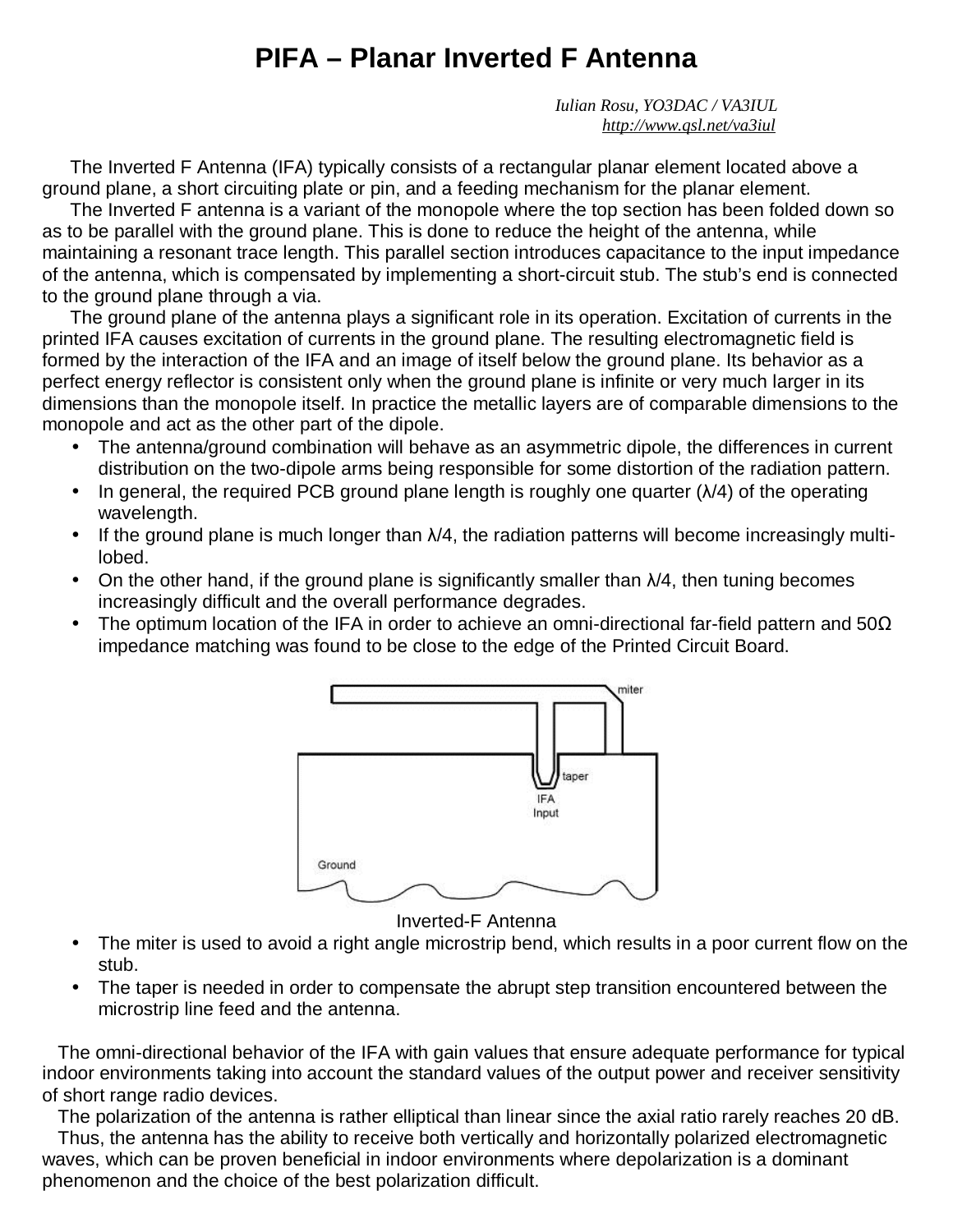# PIFA – Planar Inverted F Antenna

*Iulian Rosu, YO3DAC / VA3IUL*
*http://www.qsl.net/va3iul*

The Inverted F Antenna (IFA) typically consists of a rectangular planar element located above a ground plane, a short circuiting plate or pin, and a feeding mechanism for the planar element.

The Inverted F antenna is a variant of the monopole where the top section has been folded down so as to be parallel with the ground plane. This is done to reduce the height of the antenna, while maintaining a resonant trace length. This parallel section introduces capacitance to the input impedance of the antenna, which is compensated by implementing a short-circuit stub. The stub's end is connected to the ground plane through a via.

The ground plane of the antenna plays a significant role in its operation. Excitation of currents in the printed IFA causes excitation of currents in the ground plane. The resulting electromagnetic field is formed by the interaction of the IFA and an image of itself below the ground plane. Its behavior as a perfect energy reflector is consistent only when the ground plane is infinite or very much larger in its dimensions than the monopole itself. In practice the metallic layers are of comparable dimensions to the monopole and act as the other part of the dipole.

- The antenna/ground combination will behave as an asymmetric dipole, the differences in current distribution on the two-dipole arms being responsible for some distortion of the radiation pattern.
- In general, the required PCB ground plane length is roughly one quarter (λ/4) of the operating wavelength.
- If the ground plane is much longer than λ/4, the radiation patterns will become increasingly multi-lobed.
- On the other hand, if the ground plane is significantly smaller than λ/4, then tuning becomes increasingly difficult and the overall performance degrades.
- The optimum location of the IFA in order to achieve an omni-directional far-field pattern and 50Ω impedance matching was found to be close to the edge of the Printed Circuit Board.

Inverted-F Antenna

- The miter is used to avoid a right angle microstrip bend, which results in a poor current flow on the stub.
- The taper is needed in order to compensate the abrupt step transition encountered between the microstrip line feed and the antenna.

The omni-directional behavior of the IFA with gain values that ensure adequate performance for typical indoor environments taking into account the standard values of the output power and receiver sensitivity of short range radio devices.

The polarization of the antenna is rather elliptical than linear since the axial ratio rarely reaches 20 dB.

Thus, the antenna has the ability to receive both vertically and horizontally polarized electromagnetic waves, which can be proven beneficial in indoor environments where depolarization is a dominant phenomenon and the choice of the best polarization difficult.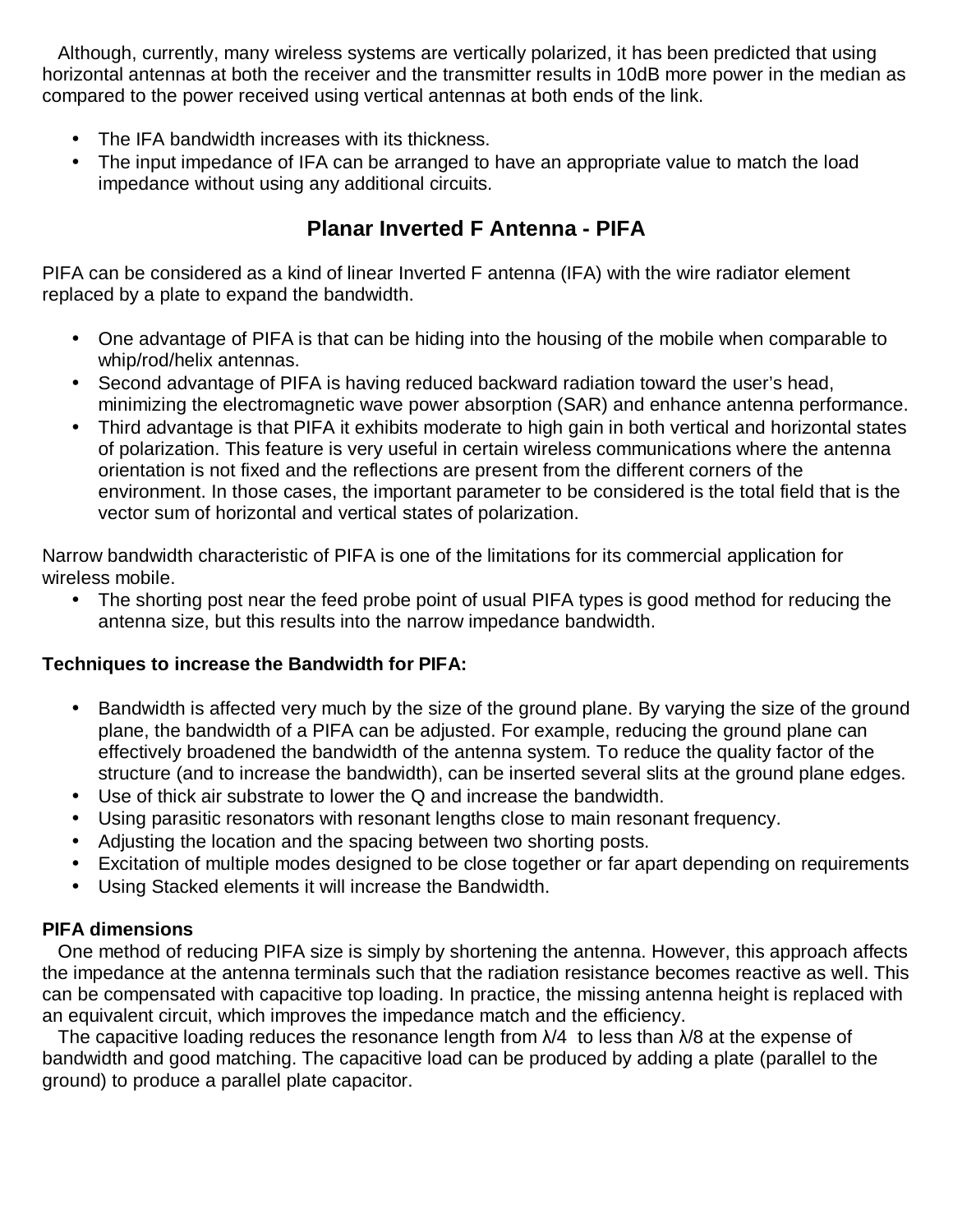Although, currently, many wireless systems are vertically polarized, it has been predicted that using horizontal antennas at both the receiver and the transmitter results in 10dB more power in the median as compared to the power received using vertical antennas at both ends of the link.

- The IFA bandwidth increases with its thickness.
- The input impedance of IFA can be arranged to have an appropriate value to match the load impedance without using any additional circuits.

## Planar Inverted F Antenna - PIFA

PIFA can be considered as a kind of linear Inverted F antenna (IFA) with the wire radiator element replaced by a plate to expand the bandwidth.

- One advantage of PIFA is that can be hiding into the housing of the mobile when comparable to whip/rod/helix antennas.
- Second advantage of PIFA is having reduced backward radiation toward the user's head, minimizing the electromagnetic wave power absorption (SAR) and enhance antenna performance.
- Third advantage is that PIFA it exhibits moderate to high gain in both vertical and horizontal states of polarization. This feature is very useful in certain wireless communications where the antenna orientation is not fixed and the reflections are present from the different corners of the environment. In those cases, the important parameter to be considered is the total field that is the vector sum of horizontal and vertical states of polarization.

Narrow bandwidth characteristic of PIFA is one of the limitations for its commercial application for wireless mobile.

- The shorting post near the feed probe point of usual PIFA types is good method for reducing the antenna size, but this results into the narrow impedance bandwidth.

**Techniques to increase the Bandwidth for PIFA:**

- Bandwidth is affected very much by the size of the ground plane. By varying the size of the ground plane, the bandwidth of a PIFA can be adjusted. For example, reducing the ground plane can effectively broadened the bandwidth of the antenna system. To reduce the quality factor of the structure (and to increase the bandwidth), can be inserted several slits at the ground plane edges.
- Use of thick air substrate to lower the Q and increase the bandwidth.
- Using parasitic resonators with resonant lengths close to main resonant frequency.
- Adjusting the location and the spacing between two shorting posts.
- Excitation of multiple modes designed to be close together or far apart depending on requirements
- Using Stacked elements it will increase the Bandwidth.

**PIFA dimensions**

One method of reducing PIFA size is simply by shortening the antenna. However, this approach affects the impedance at the antenna terminals such that the radiation resistance becomes reactive as well. This can be compensated with capacitive top loading. In practice, the missing antenna height is replaced with an equivalent circuit, which improves the impedance match and the efficiency.

The capacitive loading reduces the resonance length from $\lambda/4$ to less than $\lambda/8$ at the expense of bandwidth and good matching. The capacitive load can be produced by adding a plate (parallel to the ground) to produce a parallel plate capacitor.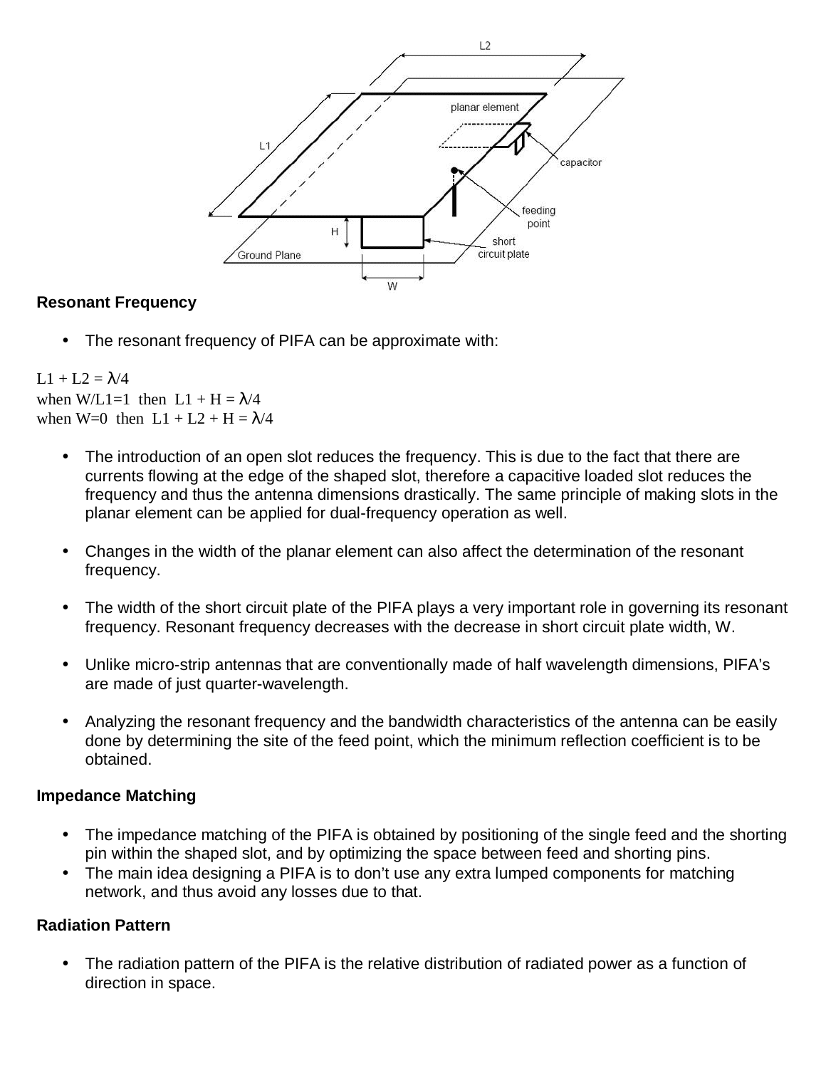## Resonant Frequency

- The resonant frequency of PIFA can be approximate with:

$L1 + L2 = \lambda/4$
when $W/L1=1$ then $L1 + H = \lambda/4$
when $W=0$ then $L1 + L2 + H = \lambda/4$

- The introduction of an open slot reduces the frequency. This is due to the fact that there are currents flowing at the edge of the shaped slot, therefore a capacitive loaded slot reduces the frequency and thus the antenna dimensions drastically. The same principle of making slots in the planar element can be applied for dual-frequency operation as well.

- Changes in the width of the planar element can also affect the determination of the resonant frequency.

- The width of the short circuit plate of the PIFA plays a very important role in governing its resonant frequency. Resonant frequency decreases with the decrease in short circuit plate width, W.

- Unlike micro-strip antennas that are conventionally made of half wavelength dimensions, PIFA's are made of just quarter-wavelength.

- Analyzing the resonant frequency and the bandwidth characteristics of the antenna can be easily done by determining the site of the feed point, which the minimum reflection coefficient is to be obtained.

## Impedance Matching

- The impedance matching of the PIFA is obtained by positioning of the single feed and the shorting pin within the shaped slot, and by optimizing the space between feed and shorting pins.
- The main idea designing a PIFA is to don't use any extra lumped components for matching network, and thus avoid any losses due to that.

## Radiation Pattern

- The radiation pattern of the PIFA is the relative distribution of radiated power as a function of direction in space.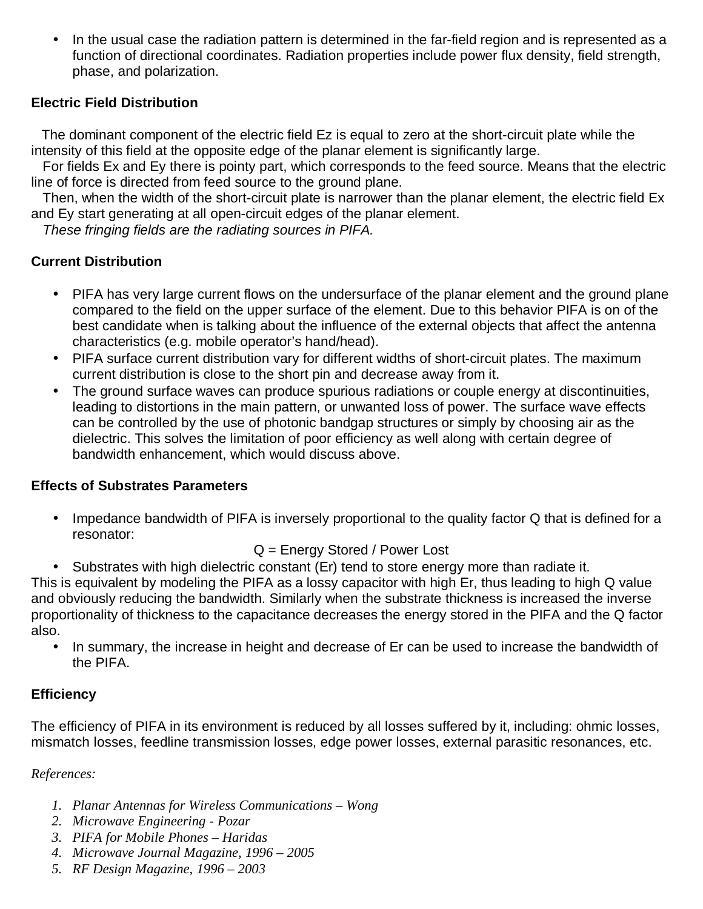- In the usual case the radiation pattern is determined in the far-field region and is represented as a function of directional coordinates. Radiation properties include power flux density, field strength, phase, and polarization.

**Electric Field Distribution**

The dominant component of the electric field Ez is equal to zero at the short-circuit plate while the intensity of this field at the opposite edge of the planar element is significantly large.

For fields Ex and Ey there is pointy part, which corresponds to the feed source. Means that the electric line of force is directed from feed source to the ground plane.

Then, when the width of the short-circuit plate is narrower than the planar element, the electric field Ex and Ey start generating at all open-circuit edges of the planar element.

*These fringing fields are the radiating sources in PIFA.*

**Current Distribution**

- PIFA has very large current flows on the undersurface of the planar element and the ground plane compared to the field on the upper surface of the element. Due to this behavior PIFA is on of the best candidate when is talking about the influence of the external objects that affect the antenna characteristics (e.g. mobile operator's hand/head).
- PIFA surface current distribution vary for different widths of short-circuit plates. The maximum current distribution is close to the short pin and decrease away from it.
- The ground surface waves can produce spurious radiations or couple energy at discontinuities, leading to distortions in the main pattern, or unwanted loss of power. The surface wave effects can be controlled by the use of photonic bandgap structures or simply by choosing air as the dielectric. This solves the limitation of poor efficiency as well along with certain degree of bandwidth enhancement, which would discuss above.

**Effects of Substrates Parameters**

- Impedance bandwidth of PIFA is inversely proportional to the quality factor Q that is defined for a resonator:

Q = Energy Stored / Power Lost

- Substrates with high dielectric constant (Er) tend to store energy more than radiate it.

This is equivalent by modeling the PIFA as a lossy capacitor with high Er, thus leading to high Q value and obviously reducing the bandwidth. Similarly when the substrate thickness is increased the inverse proportionality of thickness to the capacitance decreases the energy stored in the PIFA and the Q factor also.

- In summary, the increase in height and decrease of Er can be used to increase the bandwidth of the PIFA.

**Efficiency**

The efficiency of PIFA in its environment is reduced by all losses suffered by it, including: ohmic losses, mismatch losses, feedline transmission losses, edge power losses, external parasitic resonances, etc.

*References:*

1. *Planar Antennas for Wireless Communications – Wong*
2. *Microwave Engineering - Pozar*
3. *PIFA for Mobile Phones – Haridas*
4. *Microwave Journal Magazine, 1996 – 2005*
5. *RF Design Magazine, 1996 – 2003*